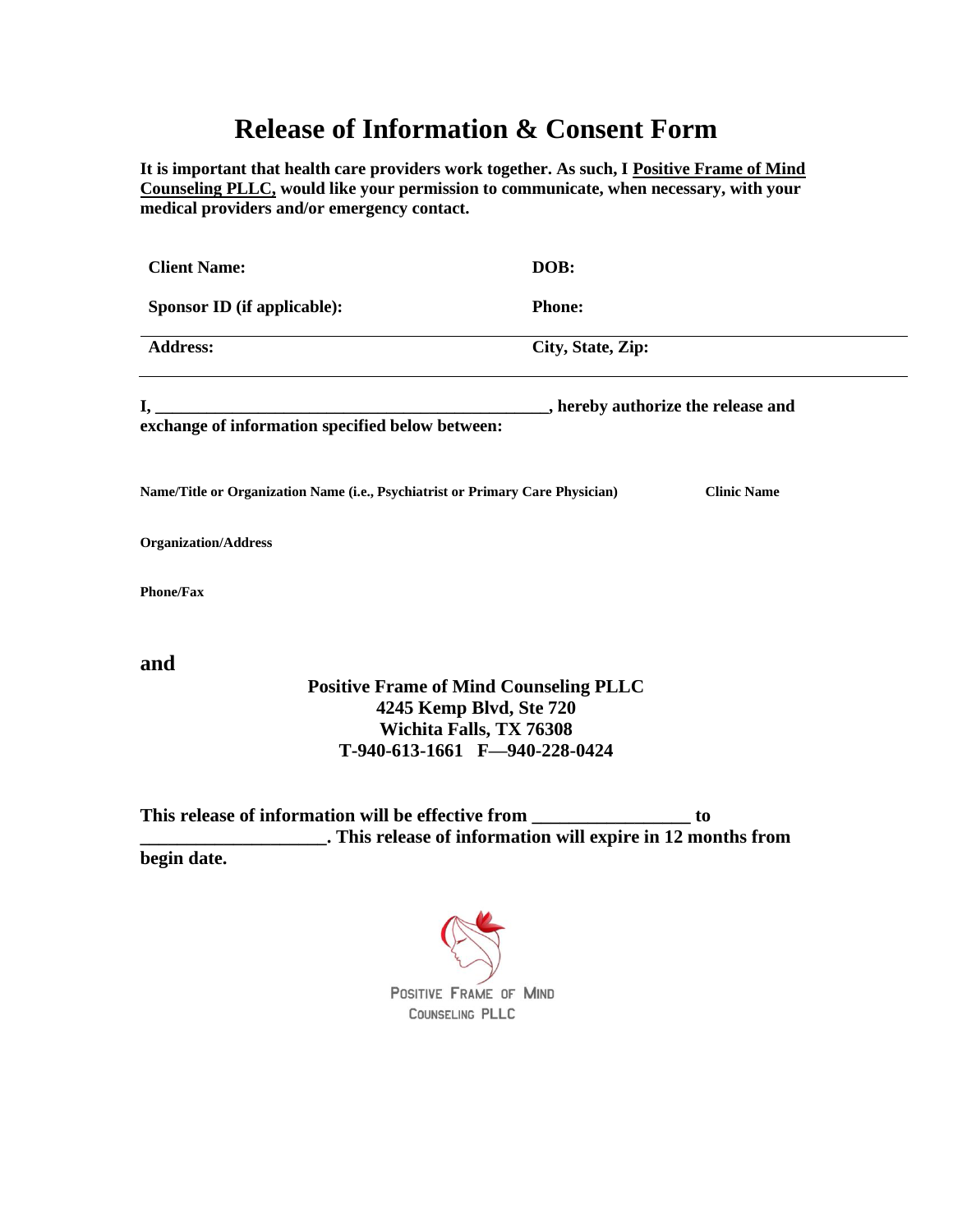# Release of Information & Consent Form

**It is important that health care providers work together. As such, I <u>Positive Frame of Mind Counseling PLLC,</u> would like your permission to communicate, when necessary, with your medical providers and/or emergency contact.**

| | |
|---|---|
| **Client Name:** | **DOB:** |
| **Sponsor ID (if applicable):** | **Phone:** |
| **Address:** | **City, State, Zip:** |

**I, _______________________________________________, hereby authorize the release and exchange of information specified below between:**

**Name/Title or Organization Name (i.e., Psychiatrist or Primary Care Physician)** **Clinic Name**

**Organization/Address**

**Phone/Fax**

**and**

**Positive Frame of Mind Counseling PLLC**
**4245 Kemp Blvd, Ste 720**
**Wichita Falls, TX 76308**
**T-940-613-1661 F—940-228-0424**

**This release of information will be effective from _________________ to ____________________. This release of information will expire in 12 months from begin date.**

POSITIVE FRAME OF MIND COUNSELING PLLC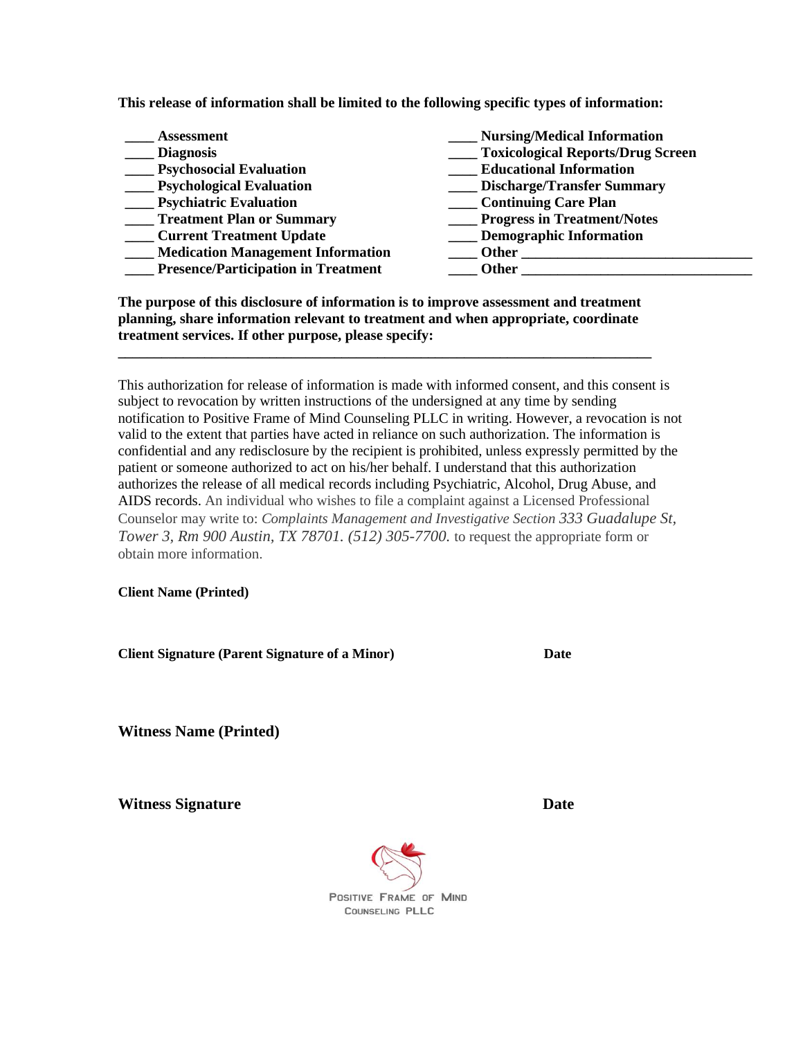**This release of information shall be limited to the following specific types of information:**

**____ Assessment**
**____ Diagnosis**
**____ Psychosocial Evaluation**
**____ Psychological Evaluation**
**____ Psychiatric Evaluation**
**____ Treatment Plan or Summary**
**____ Current Treatment Update**
**____ Medication Management Information**
**____ Presence/Participation in Treatment**
**____ Nursing/Medical Information**
**____ Toxicological Reports/Drug Screen**
**____ Educational Information**
**____ Discharge/Transfer Summary**
**____ Continuing Care Plan**
**____ Progress in Treatment/Notes**
**____ Demographic Information**
**____ Other ______________________________**
**____ Other ______________________________**

**The purpose of this disclosure of information is to improve assessment and treatment planning, share information relevant to treatment and when appropriate, coordinate treatment services. If other purpose, please specify:**

**__________________________________________________________________________**

This authorization for release of information is made with informed consent, and this consent is subject to revocation by written instructions of the undersigned at any time by sending notification to Positive Frame of Mind Counseling PLLC in writing. However, a revocation is not valid to the extent that parties have acted in reliance on such authorization. The information is confidential and any redisclosure by the recipient is prohibited, unless expressly permitted by the patient or someone authorized to act on his/her behalf. I understand that this authorization authorizes the release of all medical records including Psychiatric, Alcohol, Drug Abuse, and AIDS records. An individual who wishes to file a complaint against a Licensed Professional Counselor may write to: *Complaints Management and Investigative Section 333 Guadalupe St, Tower 3, Rm 900 Austin, TX 78701. (512) 305-7700.* to request the appropriate form or obtain more information.

**Client Name (Printed)**

**Client Signature (Parent Signature of a Minor)** **Date**

**Witness Name (Printed)**

**Witness Signature** **Date**

POSITIVE FRAME OF MIND
COUNSELING PLLC